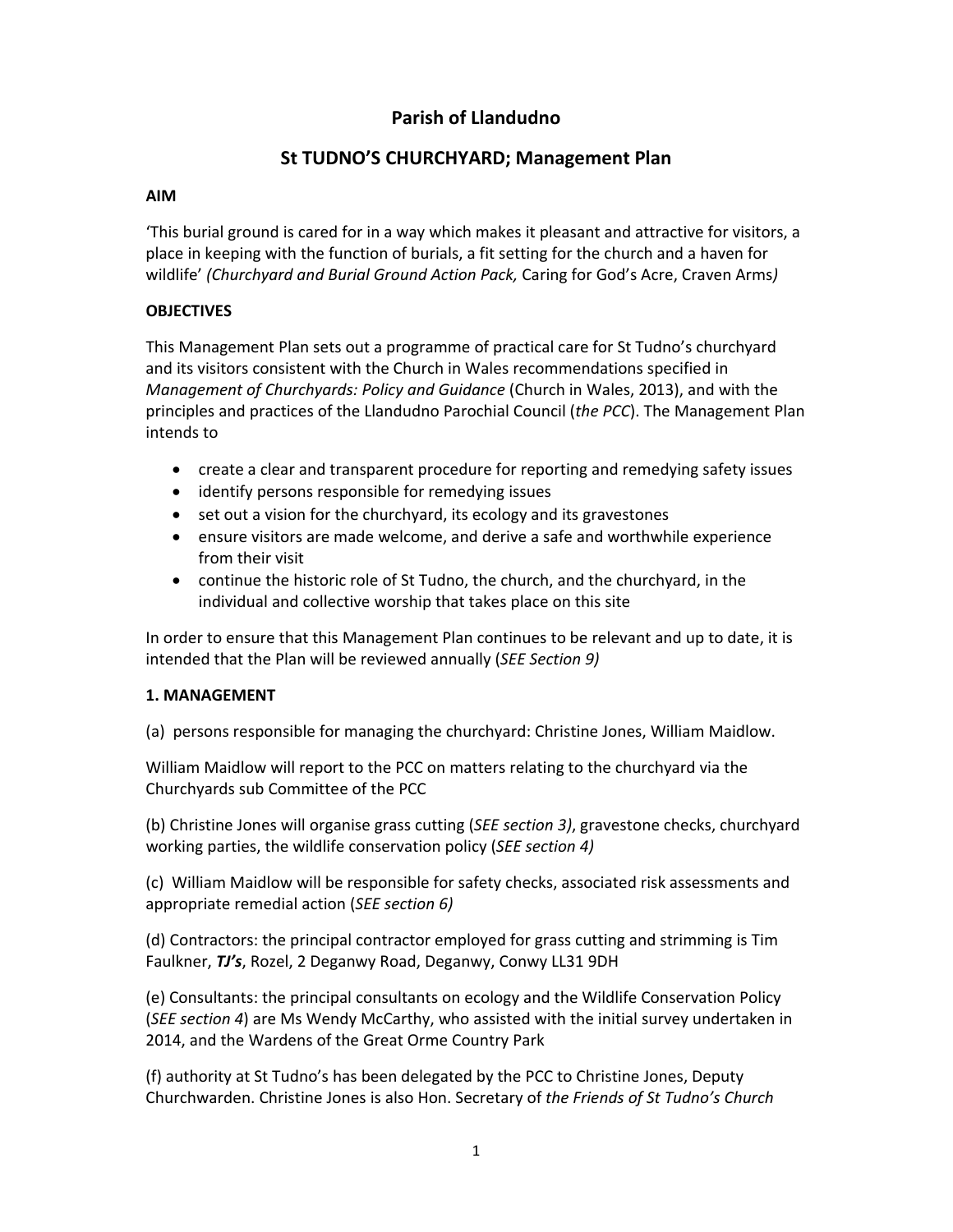# Parish of Llandudno

## St TUDNO'S CHURCHYARD; Management Plan

**AIM**

'This burial ground is cared for in a way which makes it pleasant and attractive for visitors, a place in keeping with the function of burials, a fit setting for the church and a haven for wildlife' *(Churchyard and Burial Ground Action Pack,* Caring for God's Acre, Craven Arms*)*

**OBJECTIVES**

This Management Plan sets out a programme of practical care for St Tudno's churchyard and its visitors consistent with the Church in Wales recommendations specified in *Management of Churchyards: Policy and Guidance* (Church in Wales, 2013), and with the principles and practices of the Llandudno Parochial Council (*the PCC*). The Management Plan intends to

- create a clear and transparent procedure for reporting and remedying safety issues
- identify persons responsible for remedying issues
- set out a vision for the churchyard, its ecology and its gravestones
- ensure visitors are made welcome, and derive a safe and worthwhile experience from their visit
- continue the historic role of St Tudno, the church, and the churchyard, in the individual and collective worship that takes place on this site

In order to ensure that this Management Plan continues to be relevant and up to date, it is intended that the Plan will be reviewed annually (*SEE Section 9)*

**1. MANAGEMENT**

(a) persons responsible for managing the churchyard: Christine Jones, William Maidlow.

William Maidlow will report to the PCC on matters relating to the churchyard via the Churchyards sub Committee of the PCC

(b) Christine Jones will organise grass cutting (*SEE section 3)*, gravestone checks, churchyard working parties, the wildlife conservation policy (*SEE section 4)*

(c) William Maidlow will be responsible for safety checks, associated risk assessments and appropriate remedial action (*SEE section 6)*

(d) Contractors: the principal contractor employed for grass cutting and strimming is Tim Faulkner, ***TJ's***, Rozel, 2 Deganwy Road, Deganwy, Conwy LL31 9DH

(e) Consultants: the principal consultants on ecology and the Wildlife Conservation Policy (*SEE section 4*) are Ms Wendy McCarthy, who assisted with the initial survey undertaken in 2014, and the Wardens of the Great Orme Country Park

(f) authority at St Tudno's has been delegated by the PCC to Christine Jones, Deputy Churchwarden. Christine Jones is also Hon. Secretary of *the Friends of St Tudno's Church*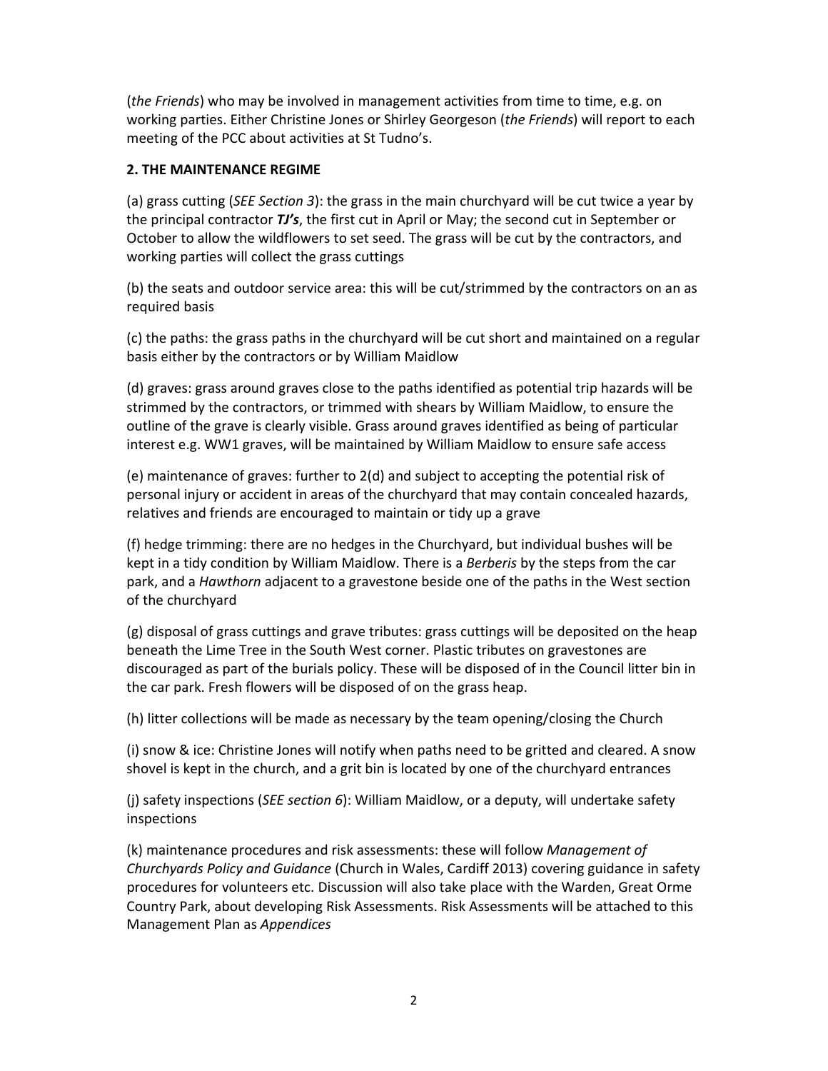(*the Friends*) who may be involved in management activities from time to time, e.g. on working parties. Either Christine Jones or Shirley Georgeson (*the Friends*) will report to each meeting of the PCC about activities at St Tudno's.

**2. THE MAINTENANCE REGIME**

(a) grass cutting (*SEE Section 3*): the grass in the main churchyard will be cut twice a year by the principal contractor ***TJ's***, the first cut in April or May; the second cut in September or October to allow the wildflowers to set seed. The grass will be cut by the contractors, and working parties will collect the grass cuttings

(b) the seats and outdoor service area: this will be cut/strimmed by the contractors on an as required basis

(c) the paths: the grass paths in the churchyard will be cut short and maintained on a regular basis either by the contractors or by William Maidlow

(d) graves: grass around graves close to the paths identified as potential trip hazards will be strimmed by the contractors, or trimmed with shears by William Maidlow, to ensure the outline of the grave is clearly visible. Grass around graves identified as being of particular interest e.g. WW1 graves, will be maintained by William Maidlow to ensure safe access

(e) maintenance of graves: further to 2(d) and subject to accepting the potential risk of personal injury or accident in areas of the churchyard that may contain concealed hazards, relatives and friends are encouraged to maintain or tidy up a grave

(f) hedge trimming: there are no hedges in the Churchyard, but individual bushes will be kept in a tidy condition by William Maidlow. There is a *Berberis* by the steps from the car park, and a *Hawthorn* adjacent to a gravestone beside one of the paths in the West section of the churchyard

(g) disposal of grass cuttings and grave tributes: grass cuttings will be deposited on the heap beneath the Lime Tree in the South West corner. Plastic tributes on gravestones are discouraged as part of the burials policy. These will be disposed of in the Council litter bin in the car park. Fresh flowers will be disposed of on the grass heap.

(h) litter collections will be made as necessary by the team opening/closing the Church

(i) snow & ice: Christine Jones will notify when paths need to be gritted and cleared. A snow shovel is kept in the church, and a grit bin is located by one of the churchyard entrances

(j) safety inspections (*SEE section 6*): William Maidlow, or a deputy, will undertake safety inspections

(k) maintenance procedures and risk assessments: these will follow *Management of Churchyards Policy and Guidance* (Church in Wales, Cardiff 2013) covering guidance in safety procedures for volunteers etc. Discussion will also take place with the Warden, Great Orme Country Park, about developing Risk Assessments. Risk Assessments will be attached to this Management Plan as *Appendices*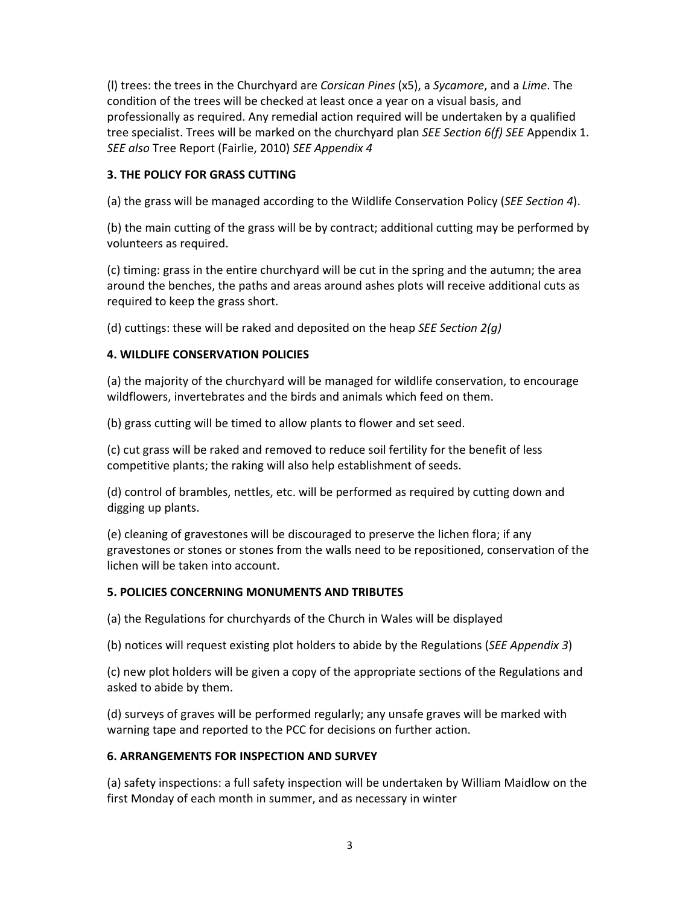(l) trees: the trees in the Churchyard are *Corsican Pines* (x5), a *Sycamore*, and a *Lime*. The condition of the trees will be checked at least once a year on a visual basis, and professionally as required. Any remedial action required will be undertaken by a qualified tree specialist. Trees will be marked on the churchyard plan *SEE Section 6(f) SEE* Appendix 1. *SEE also* Tree Report (Fairlie, 2010) *SEE Appendix 4*

**3. THE POLICY FOR GRASS CUTTING**

(a) the grass will be managed according to the Wildlife Conservation Policy (*SEE Section 4*).

(b) the main cutting of the grass will be by contract; additional cutting may be performed by volunteers as required.

(c) timing: grass in the entire churchyard will be cut in the spring and the autumn; the area around the benches, the paths and areas around ashes plots will receive additional cuts as required to keep the grass short.

(d) cuttings: these will be raked and deposited on the heap *SEE Section 2(g)*

**4. WILDLIFE CONSERVATION POLICIES**

(a) the majority of the churchyard will be managed for wildlife conservation, to encourage wildflowers, invertebrates and the birds and animals which feed on them.

(b) grass cutting will be timed to allow plants to flower and set seed.

(c) cut grass will be raked and removed to reduce soil fertility for the benefit of less competitive plants; the raking will also help establishment of seeds.

(d) control of brambles, nettles, etc. will be performed as required by cutting down and digging up plants.

(e) cleaning of gravestones will be discouraged to preserve the lichen flora; if any gravestones or stones or stones from the walls need to be repositioned, conservation of the lichen will be taken into account.

**5. POLICIES CONCERNING MONUMENTS AND TRIBUTES**

(a) the Regulations for churchyards of the Church in Wales will be displayed

(b) notices will request existing plot holders to abide by the Regulations (*SEE Appendix 3*)

(c) new plot holders will be given a copy of the appropriate sections of the Regulations and asked to abide by them.

(d) surveys of graves will be performed regularly; any unsafe graves will be marked with warning tape and reported to the PCC for decisions on further action.

**6. ARRANGEMENTS FOR INSPECTION AND SURVEY**

(a) safety inspections: a full safety inspection will be undertaken by William Maidlow on the first Monday of each month in summer, and as necessary in winter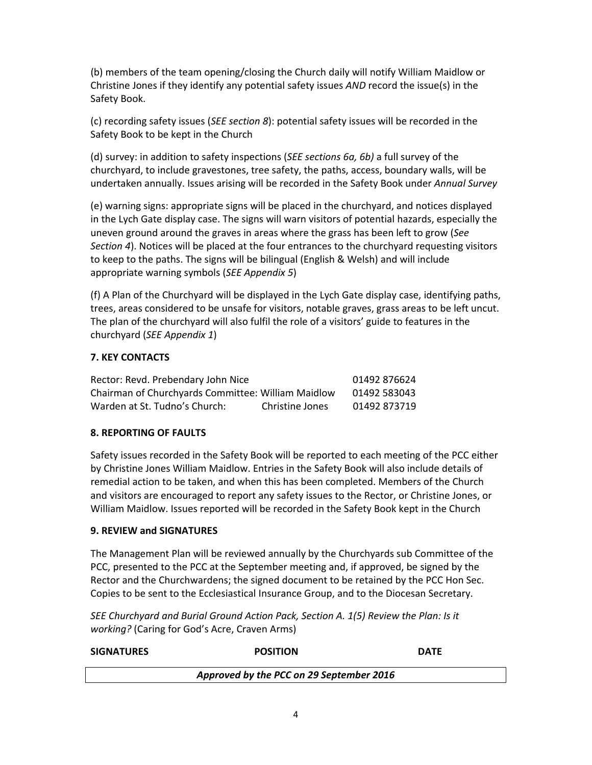(b) members of the team opening/closing the Church daily will notify William Maidlow or Christine Jones if they identify any potential safety issues *AND* record the issue(s) in the Safety Book.

(c) recording safety issues (*SEE section 8*): potential safety issues will be recorded in the Safety Book to be kept in the Church

(d) survey: in addition to safety inspections (*SEE sections 6a, 6b)* a full survey of the churchyard, to include gravestones, tree safety, the paths, access, boundary walls, will be undertaken annually. Issues arising will be recorded in the Safety Book under *Annual Survey*

(e) warning signs: appropriate signs will be placed in the churchyard, and notices displayed in the Lych Gate display case. The signs will warn visitors of potential hazards, especially the uneven ground around the graves in areas where the grass has been left to grow (*See Section 4*). Notices will be placed at the four entrances to the churchyard requesting visitors to keep to the paths. The signs will be bilingual (English & Welsh) and will include appropriate warning symbols (*SEE Appendix 5*)

(f) A Plan of the Churchyard will be displayed in the Lych Gate display case, identifying paths, trees, areas considered to be unsafe for visitors, notable graves, grass areas to be left uncut. The plan of the churchyard will also fulfil the role of a visitors' guide to features in the churchyard (*SEE Appendix 1*)

## 7. KEY CONTACTS

| | | |
|---|---|---|
| Rector: Revd. Prebendary John Nice | | 01492 876624 |
| Chairman of Churchyards Committee: William Maidlow | | 01492 583043 |
| Warden at St. Tudno's Church: | Christine Jones | 01492 873719 |

## 8. REPORTING OF FAULTS

Safety issues recorded in the Safety Book will be reported to each meeting of the PCC either by Christine Jones William Maidlow. Entries in the Safety Book will also include details of remedial action to be taken, and when this has been completed. Members of the Church and visitors are encouraged to report any safety issues to the Rector, or Christine Jones, or William Maidlow. Issues reported will be recorded in the Safety Book kept in the Church

## 9. REVIEW and SIGNATURES

The Management Plan will be reviewed annually by the Churchyards sub Committee of the PCC, presented to the PCC at the September meeting and, if approved, be signed by the Rector and the Churchwardens; the signed document to be retained by the PCC Hon Sec. Copies to be sent to the Ecclesiastical Insurance Group, and to the Diocesan Secretary.

*SEE Churchyard and Burial Ground Action Pack, Section A. 1(5) Review the Plan: Is it working?* (Caring for God's Acre, Craven Arms)

| SIGNATURES | POSITION | DATE |
|---|---|---|

***Approved by the PCC on 29 September 2016***